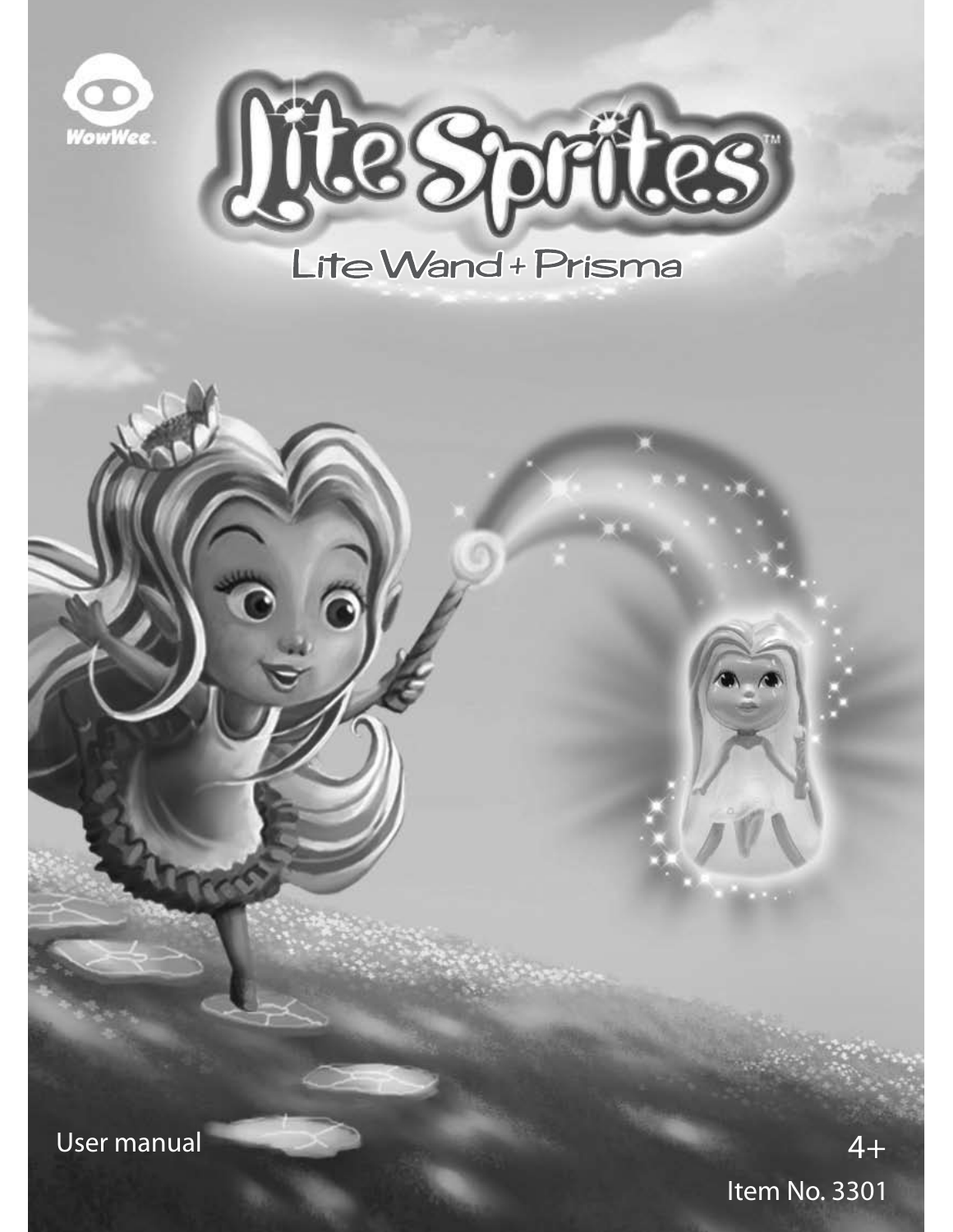WowWee

# Lite Sprites™

## Lite Wand + Prisma

User manual

4+

Item No. 3301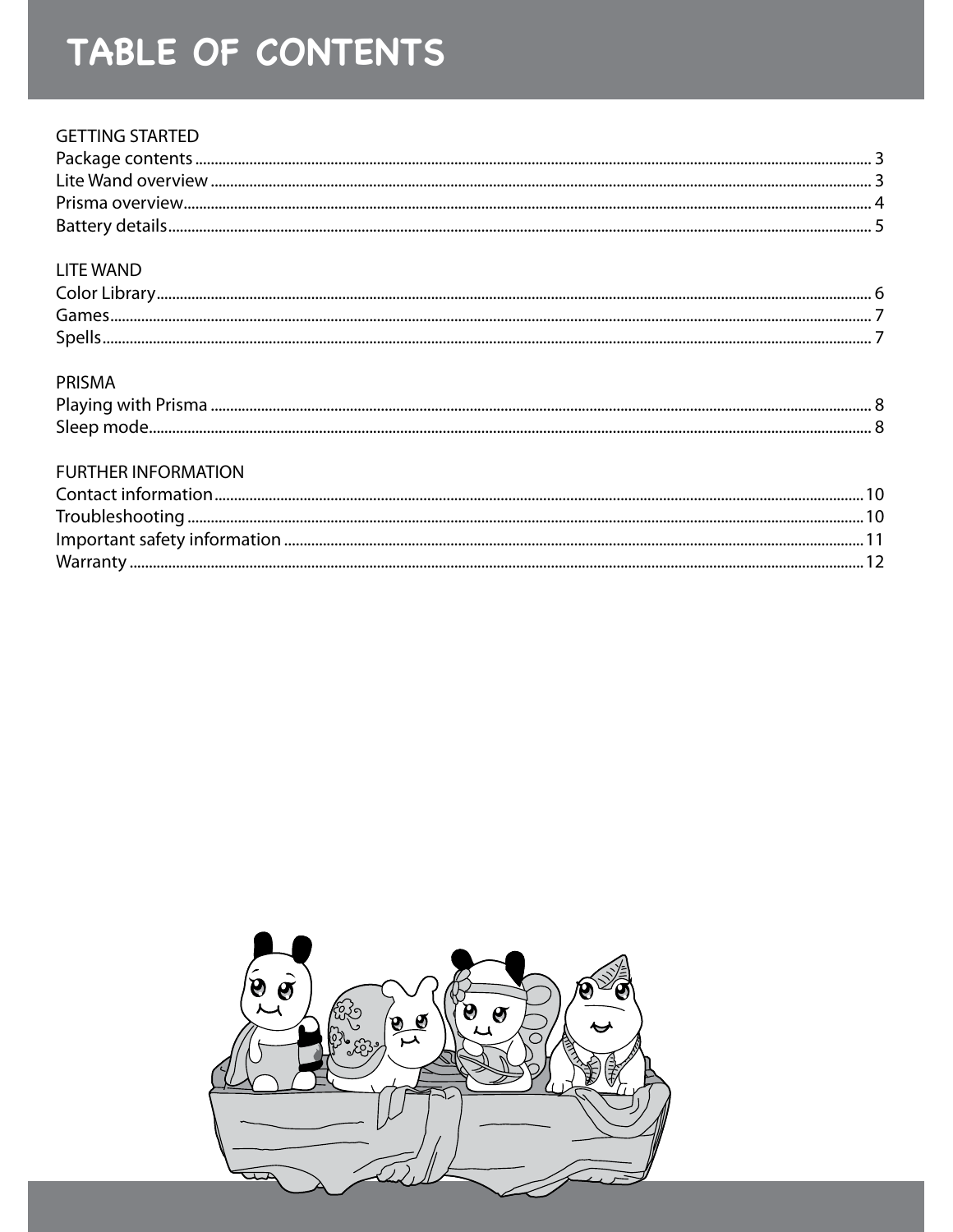# TABLE OF CONTENTS

## GETTING STARTED

| | |
|---|---|
| Package contents | 3 |
| Lite Wand overview | 3 |
| Prisma overview | 4 |
| Battery details | 5 |

## LITE WAND

| | |
|---|---|
| Color Library | 6 |
| Games | 7 |
| Spells | 7 |

## PRISMA

| | |
|---|---|
| Playing with Prisma | 8 |
| Sleep mode | 8 |

## FURTHER INFORMATION

| | |
|---|---|
| Contact information | 10 |
| Troubleshooting | 10 |
| Important safety information | 11 |
| Warranty | 12 |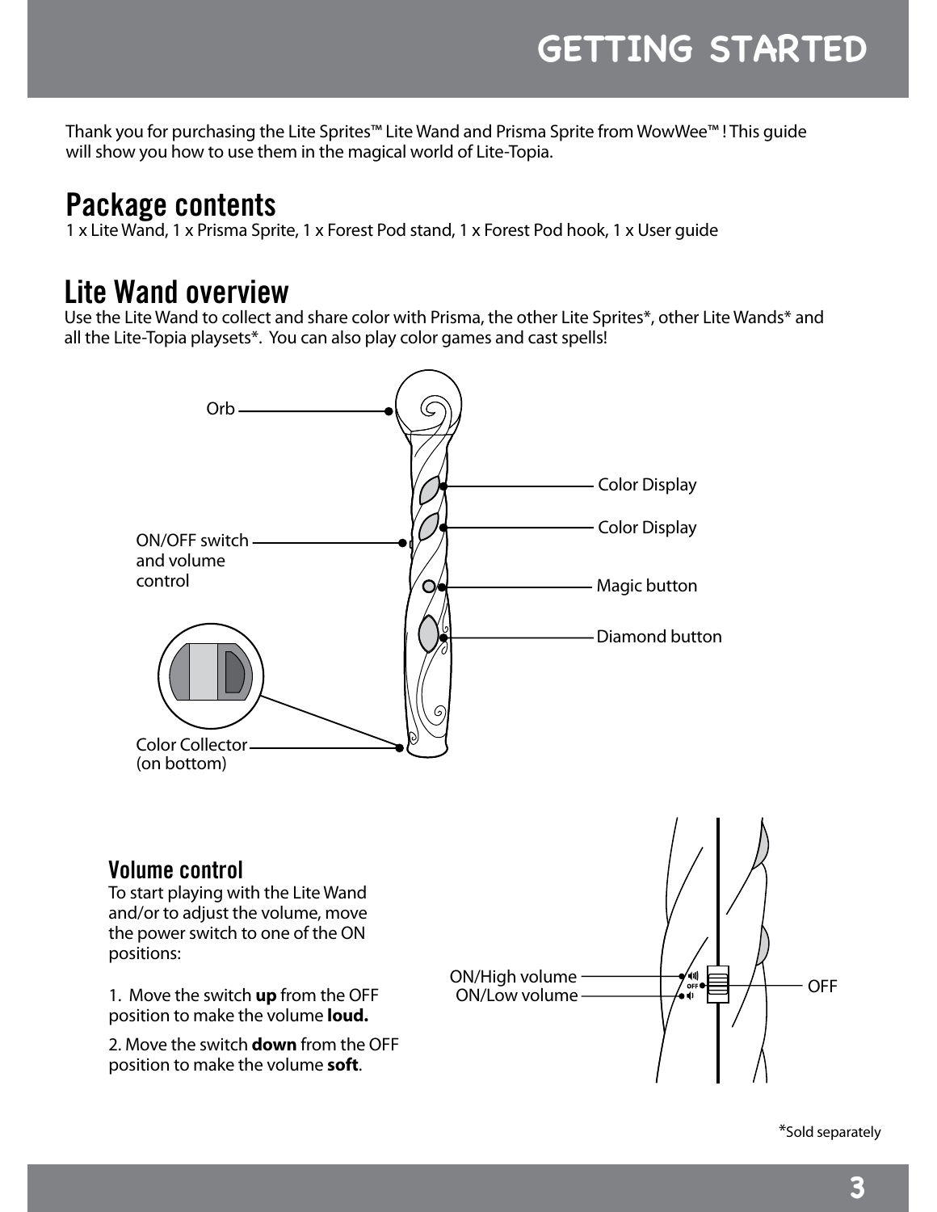# GETTING STARTED

Thank you for purchasing the Lite Sprites™ Lite Wand and Prisma Sprite from WowWee™ ! This guide will show you how to use them in the magical world of Lite-Topia.

## Package contents

1 x Lite Wand, 1 x Prisma Sprite, 1 x Forest Pod stand, 1 x Forest Pod hook, 1 x User guide

## Lite Wand overview

Use the Lite Wand to collect and share color with Prisma, the other Lite Sprites*, other Lite Wands* and all the Lite-Topia playsets*. You can also play color games and cast spells!

Orb

Color Display

Color Display

ON/OFF switch and volume control

Magic button

Diamond button

Color Collector (on bottom)

### Volume control

To start playing with the Lite Wand and/or to adjust the volume, move the power switch to one of the ON positions:

1. Move the switch **up** from the OFF position to make the volume **loud.**

2. Move the switch **down** from the OFF position to make the volume **soft**.

ON/High volume

ON/Low volume

OFF

*Sold separately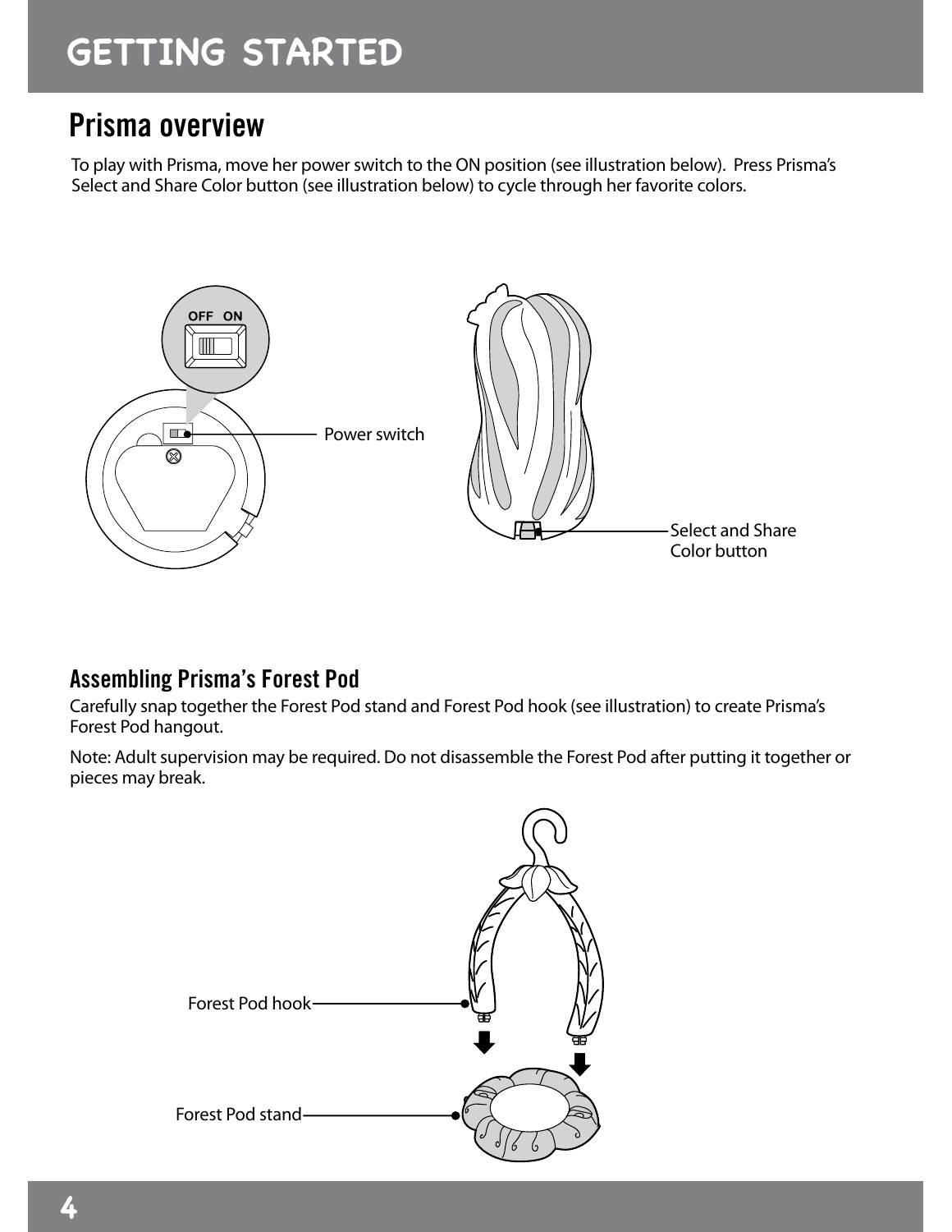# GETTING STARTED

## Prisma overview

To play with Prisma, move her power switch to the ON position (see illustration below). Press Prisma's Select and Share Color button (see illustration below) to cycle through her favorite colors.

OFF ON

Power switch

Select and Share Color button

### Assembling Prisma's Forest Pod

Carefully snap together the Forest Pod stand and Forest Pod hook (see illustration) to create Prisma's Forest Pod hangout.

Note: Adult supervision may be required. Do not disassemble the Forest Pod after putting it together or pieces may break.

Forest Pod hook

Forest Pod stand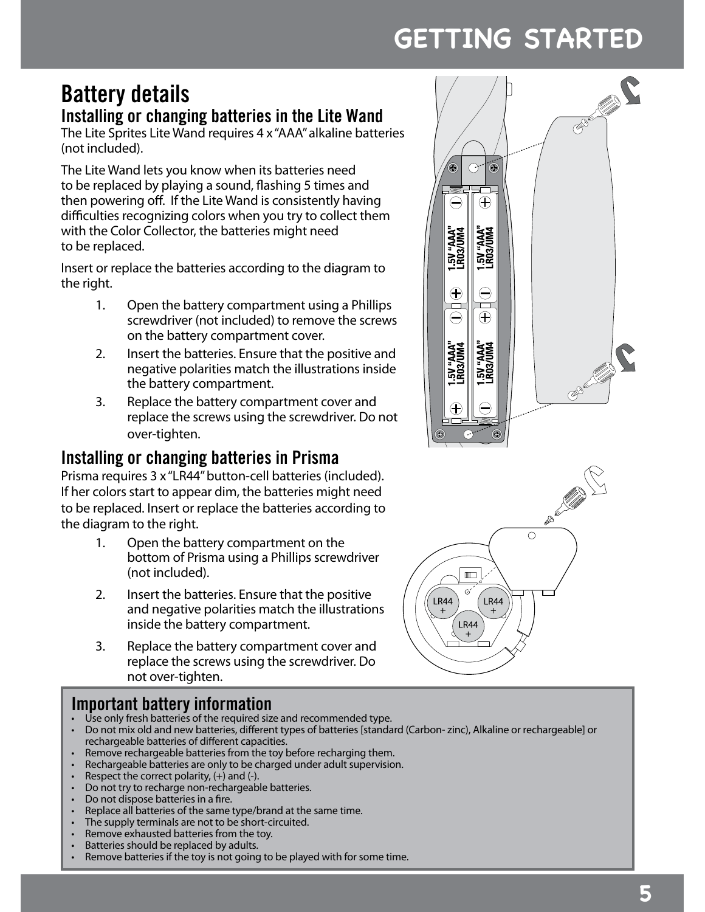# GETTING STARTED

## Battery details

### Installing or changing batteries in the Lite Wand

The Lite Sprites Lite Wand requires 4 x "AAA" alkaline batteries (not included).

The Lite Wand lets you know when its batteries need to be replaced by playing a sound, flashing 5 times and then powering off. If the Lite Wand is consistently having difficulties recognizing colors when you try to collect them with the Color Collector, the batteries might need to be replaced.

Insert or replace the batteries according to the diagram to the right.

1. Open the battery compartment using a Phillips screwdriver (not included) to remove the screws on the battery compartment cover.
2. Insert the batteries. Ensure that the positive and negative polarities match the illustrations inside the battery compartment.
3. Replace the battery compartment cover and replace the screws using the screwdriver. Do not over-tighten.

### Installing or changing batteries in Prisma

Prisma requires 3 x "LR44" button-cell batteries (included). If her colors start to appear dim, the batteries might need to be replaced. Insert or replace the batteries according to the diagram to the right.

1. Open the battery compartment on the bottom of Prisma using a Phillips screwdriver (not included).
2. Insert the batteries. Ensure that the positive and negative polarities match the illustrations inside the battery compartment.
3. Replace the battery compartment cover and replace the screws using the screwdriver. Do not over-tighten.

### Important battery information

- Use only fresh batteries of the required size and recommended type.
- Do not mix old and new batteries, different types of batteries [standard (Carbon- zinc), Alkaline or rechargeable] or rechargeable batteries of different capacities.
- Remove rechargeable batteries from the toy before recharging them.
- Rechargeable batteries are only to be charged under adult supervision.
- Respect the correct polarity, (+) and (-).
- Do not try to recharge non-rechargeable batteries.
- Do not dispose batteries in a fire.
- Replace all batteries of the same type/brand at the same time.
- The supply terminals are not to be short-circuited.
- Remove exhausted batteries from the toy.
- Batteries should be replaced by adults.
- Remove batteries if the toy is not going to be played with for some time.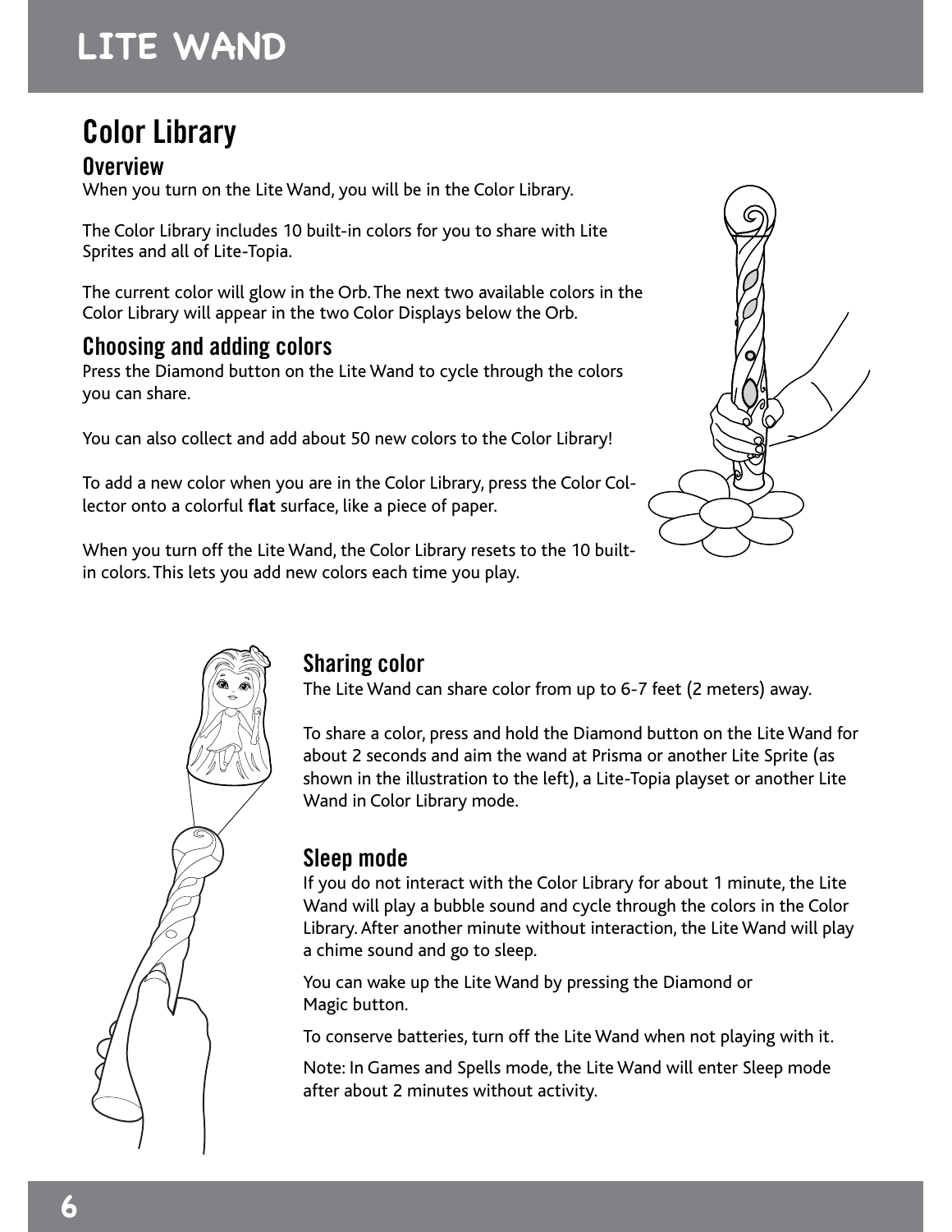# LITE WAND

## Color Library

### Overview

When you turn on the Lite Wand, you will be in the Color Library.

The Color Library includes 10 built-in colors for you to share with Lite Sprites and all of Lite-Topia.

The current color will glow in the Orb. The next two available colors in the Color Library will appear in the two Color Displays below the Orb.

### Choosing and adding colors

Press the Diamond button on the Lite Wand to cycle through the colors you can share.

You can also collect and add about 50 new colors to the Color Library!

To add a new color when you are in the Color Library, press the Color Collector onto a colorful **flat** surface, like a piece of paper.

When you turn off the Lite Wand, the Color Library resets to the 10 built-in colors. This lets you add new colors each time you play.

### Sharing color

The Lite Wand can share color from up to 6-7 feet (2 meters) away.

To share a color, press and hold the Diamond button on the Lite Wand for about 2 seconds and aim the wand at Prisma or another Lite Sprite (as shown in the illustration to the left), a Lite-Topia playset or another Lite Wand in Color Library mode.

### Sleep mode

If you do not interact with the Color Library for about 1 minute, the Lite Wand will play a bubble sound and cycle through the colors in the Color Library. After another minute without interaction, the Lite Wand will play a chime sound and go to sleep.

You can wake up the Lite Wand by pressing the Diamond or Magic button.

To conserve batteries, turn off the Lite Wand when not playing with it.

Note: In Games and Spells mode, the Lite Wand will enter Sleep mode after about 2 minutes without activity.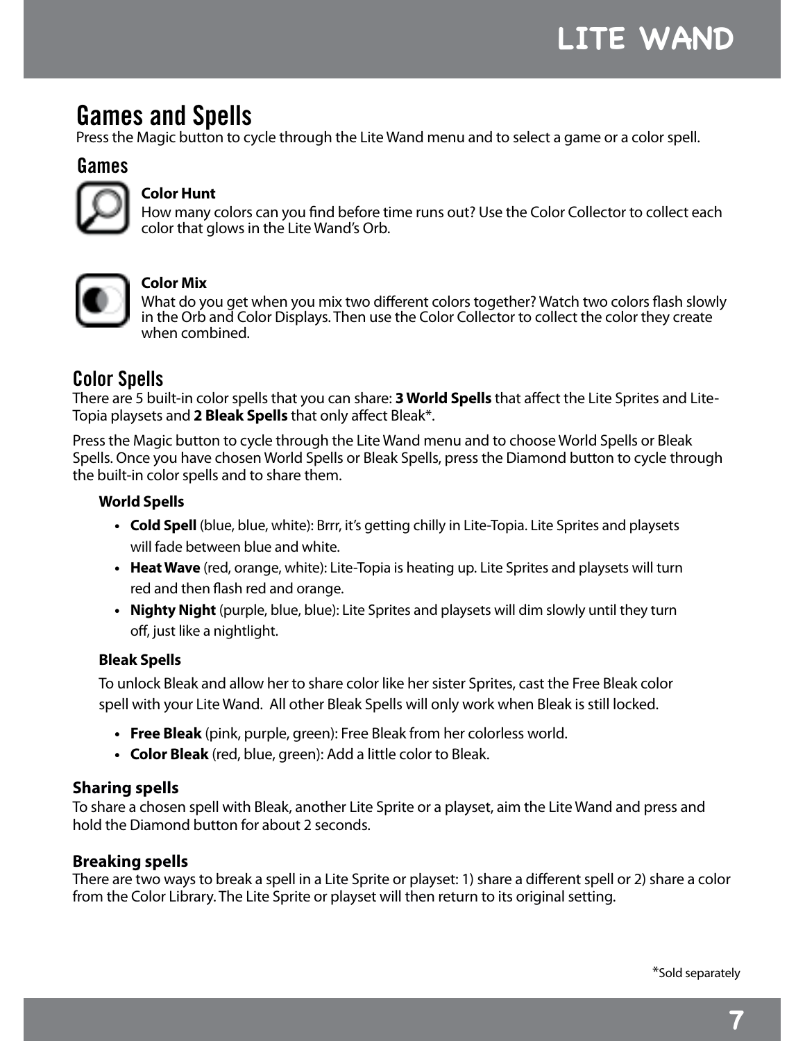## Games and Spells

Press the Magic button to cycle through the Lite Wand menu and to select a game or a color spell.

### Games

**Color Hunt**
How many colors can you find before time runs out? Use the Color Collector to collect each color that glows in the Lite Wand's Orb.

**Color Mix**
What do you get when you mix two different colors together? Watch two colors flash slowly in the Orb and Color Displays. Then use the Color Collector to collect the color they create when combined.

### Color Spells

There are 5 built-in color spells that you can share: **3 World Spells** that affect the Lite Sprites and Lite-Topia playsets and **2 Bleak Spells** that only affect Bleak*.

Press the Magic button to cycle through the Lite Wand menu and to choose World Spells or Bleak Spells. Once you have chosen World Spells or Bleak Spells, press the Diamond button to cycle through the built-in color spells and to share them.

**World Spells**

- **Cold Spell** (blue, blue, white): Brrr, it's getting chilly in Lite-Topia. Lite Sprites and playsets will fade between blue and white.
- **Heat Wave** (red, orange, white): Lite-Topia is heating up. Lite Sprites and playsets will turn red and then flash red and orange.
- **Nighty Night** (purple, blue, blue): Lite Sprites and playsets will dim slowly until they turn off, just like a nightlight.

**Bleak Spells**

To unlock Bleak and allow her to share color like her sister Sprites, cast the Free Bleak color spell with your Lite Wand. All other Bleak Spells will only work when Bleak is still locked.

- **Free Bleak** (pink, purple, green): Free Bleak from her colorless world.
- **Color Bleak** (red, blue, green): Add a little color to Bleak.

**Sharing spells**

To share a chosen spell with Bleak, another Lite Sprite or a playset, aim the Lite Wand and press and hold the Diamond button for about 2 seconds.

**Breaking spells**

There are two ways to break a spell in a Lite Sprite or playset: 1) share a different spell or 2) share a color from the Color Library. The Lite Sprite or playset will then return to its original setting.

*Sold separately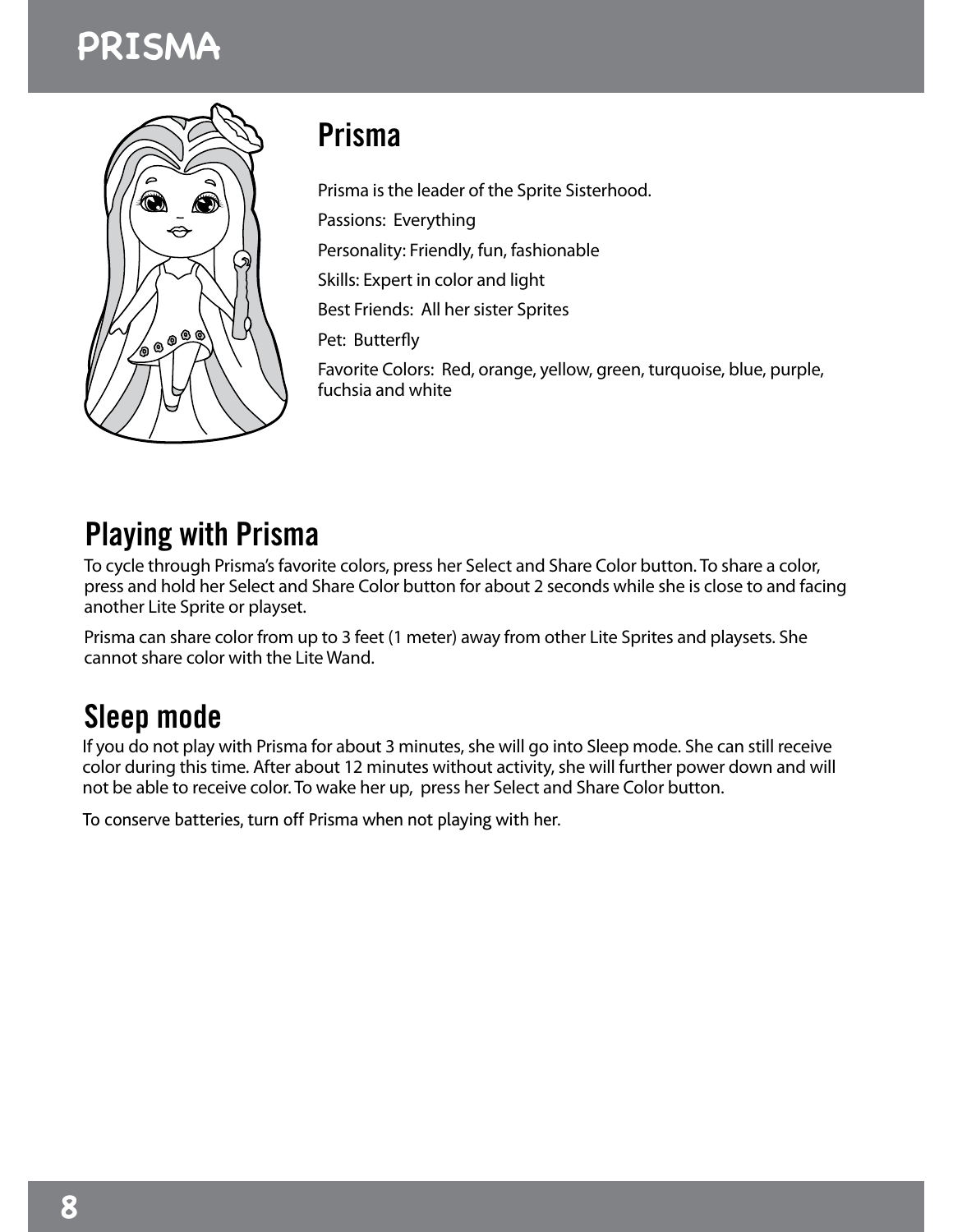# PRISMA

## Prisma

Prisma is the leader of the Sprite Sisterhood.

Passions: Everything

Personality: Friendly, fun, fashionable

Skills: Expert in color and light

Best Friends: All her sister Sprites

Pet: Butterfly

Favorite Colors: Red, orange, yellow, green, turquoise, blue, purple, fuchsia and white

## Playing with Prisma

To cycle through Prisma's favorite colors, press her Select and Share Color button. To share a color, press and hold her Select and Share Color button for about 2 seconds while she is close to and facing another Lite Sprite or playset.

Prisma can share color from up to 3 feet (1 meter) away from other Lite Sprites and playsets. She cannot share color with the Lite Wand.

## Sleep mode

If you do not play with Prisma for about 3 minutes, she will go into Sleep mode. She can still receive color during this time. After about 12 minutes without activity, she will further power down and will not be able to receive color. To wake her up, press her Select and Share Color button.

To conserve batteries, turn off Prisma when not playing with her.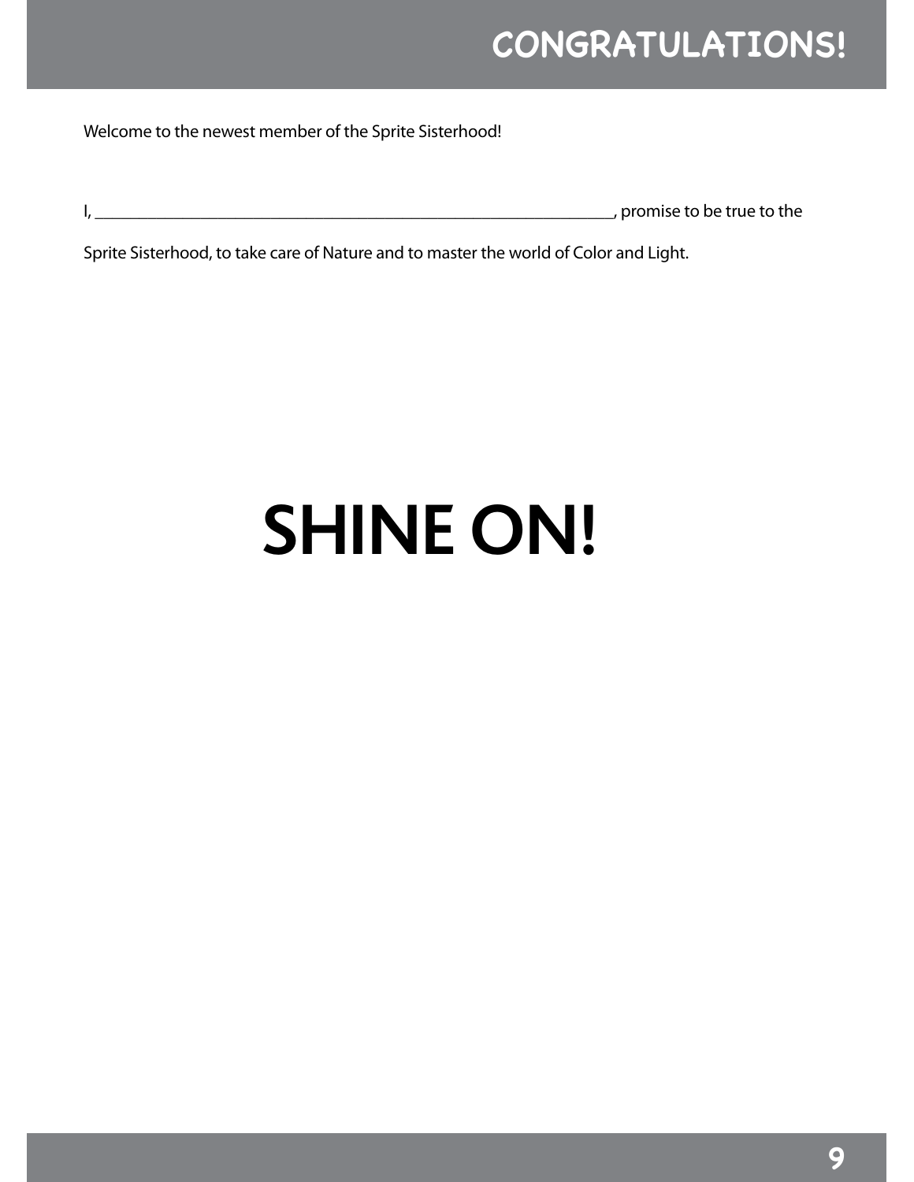# CONGRATULATIONS!

Welcome to the newest member of the Sprite Sisterhood!

I, ____________________________________________________________, promise to be true to the Sprite Sisterhood, to take care of Nature and to master the world of Color and Light.

# SHINE ON!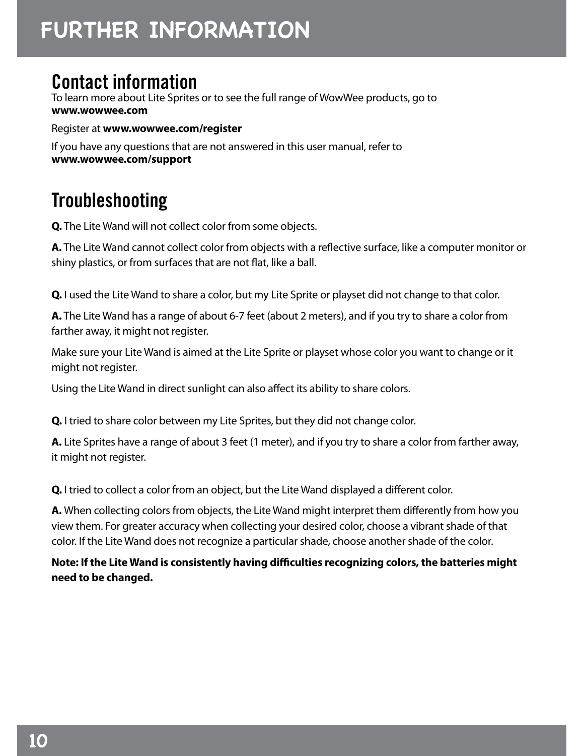# FURTHER INFORMATION

## Contact information

To learn more about Lite Sprites or to see the full range of WowWee products, go to **www.wowwee.com**

Register at **www.wowwee.com/register**

If you have any questions that are not answered in this user manual, refer to **www.wowwee.com/support**

## Troubleshooting

**Q.** The Lite Wand will not collect color from some objects.

**A.** The Lite Wand cannot collect color from objects with a reflective surface, like a computer monitor or shiny plastics, or from surfaces that are not flat, like a ball.

**Q.** I used the Lite Wand to share a color, but my Lite Sprite or playset did not change to that color.

**A.** The Lite Wand has a range of about 6-7 feet (about 2 meters), and if you try to share a color from farther away, it might not register.

Make sure your Lite Wand is aimed at the Lite Sprite or playset whose color you want to change or it might not register.

Using the Lite Wand in direct sunlight can also affect its ability to share colors.

**Q.** I tried to share color between my Lite Sprites, but they did not change color.

**A.** Lite Sprites have a range of about 3 feet (1 meter), and if you try to share a color from farther away, it might not register.

**Q.** I tried to collect a color from an object, but the Lite Wand displayed a different color.

**A.** When collecting colors from objects, the Lite Wand might interpret them differently from how you view them. For greater accuracy when collecting your desired color, choose a vibrant shade of that color. If the Lite Wand does not recognize a particular shade, choose another shade of the color.

**Note: If the Lite Wand is consistently having difficulties recognizing colors, the batteries might need to be changed.**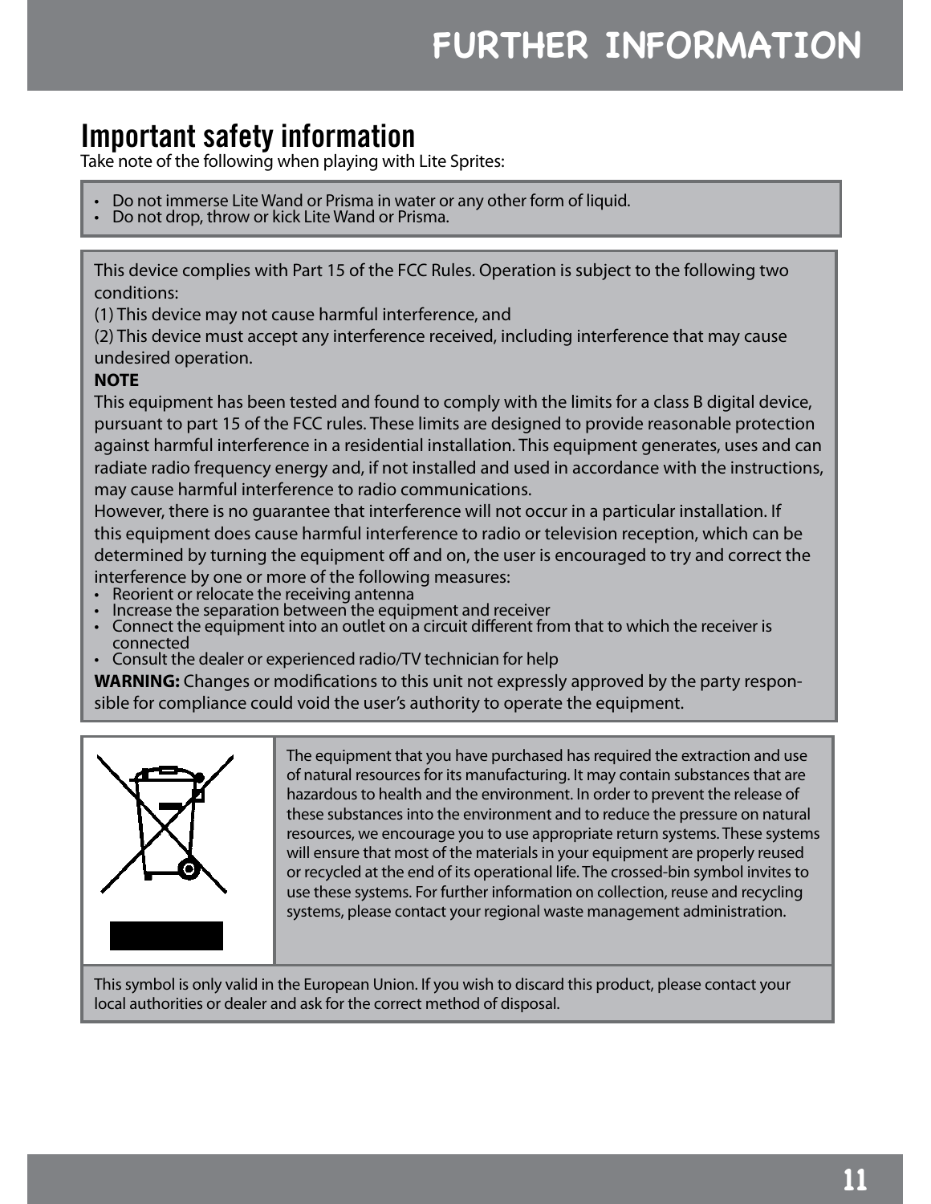# FURTHER INFORMATION

## Important safety information

Take note of the following when playing with Lite Sprites:

- Do not immerse Lite Wand or Prisma in water or any other form of liquid.
- Do not drop, throw or kick Lite Wand or Prisma.

This device complies with Part 15 of the FCC Rules. Operation is subject to the following two conditions:
(1) This device may not cause harmful interference, and
(2) This device must accept any interference received, including interference that may cause undesired operation.

**NOTE**

This equipment has been tested and found to comply with the limits for a class B digital device, pursuant to part 15 of the FCC rules. These limits are designed to provide reasonable protection against harmful interference in a residential installation. This equipment generates, uses and can radiate radio frequency energy and, if not installed and used in accordance with the instructions, may cause harmful interference to radio communications.
However, there is no guarantee that interference will not occur in a particular installation. If this equipment does cause harmful interference to radio or television reception, which can be determined by turning the equipment off and on, the user is encouraged to try and correct the interference by one or more of the following measures:

- Reorient or relocate the receiving antenna
- Increase the separation between the equipment and receiver
- Connect the equipment into an outlet on a circuit different from that to which the receiver is connected
- Consult the dealer or experienced radio/TV technician for help

**WARNING:** Changes or modifications to this unit not expressly approved by the party responsible for compliance could void the user's authority to operate the equipment.

The equipment that you have purchased has required the extraction and use of natural resources for its manufacturing. It may contain substances that are hazardous to health and the environment. In order to prevent the release of these substances into the environment and to reduce the pressure on natural resources, we encourage you to use appropriate return systems. These systems will ensure that most of the materials in your equipment are properly reused or recycled at the end of its operational life. The crossed-bin symbol invites to use these systems. For further information on collection, reuse and recycling systems, please contact your regional waste management administration.

This symbol is only valid in the European Union. If you wish to discard this product, please contact your local authorities or dealer and ask for the correct method of disposal.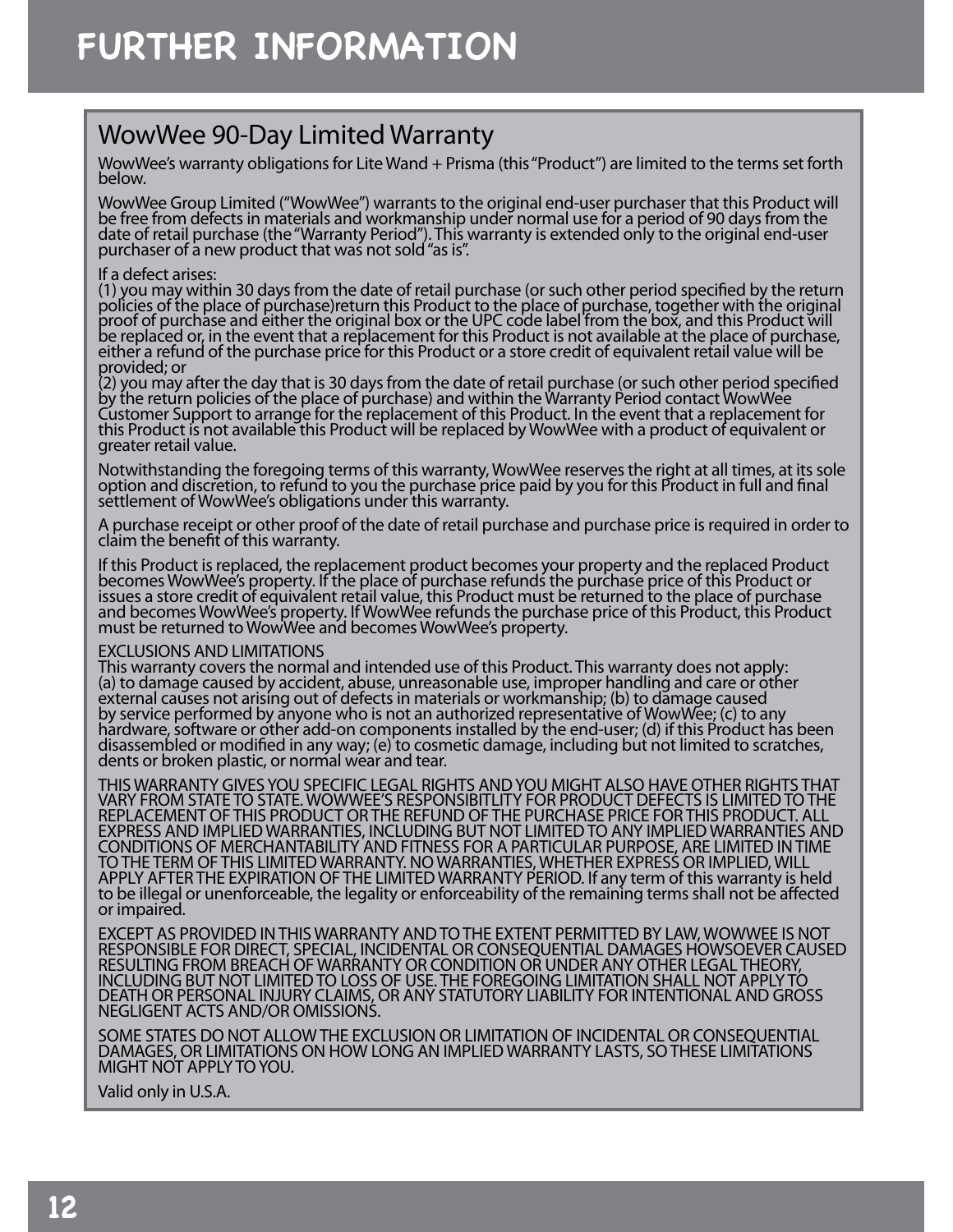# FURTHER INFORMATION

## WowWee 90-Day Limited Warranty

WowWee's warranty obligations for Lite Wand + Prisma (this "Product") are limited to the terms set forth below.

WowWee Group Limited ("WowWee") warrants to the original end-user purchaser that this Product will be free from defects in materials and workmanship under normal use for a period of 90 days from the date of retail purchase (the "Warranty Period"). This warranty is extended only to the original end-user purchaser of a new product that was not sold "as is".

If a defect arises:
(1) you may within 30 days from the date of retail purchase (or such other period specified by the return policies of the place of purchase)return this Product to the place of purchase, together with the original proof of purchase and either the original box or the UPC code label from the box, and this Product will be replaced or, in the event that a replacement for this Product is not available at the place of purchase, either a refund of the purchase price for this Product or a store credit of equivalent retail value will be provided; or
(2) you may after the day that is 30 days from the date of retail purchase (or such other period specified by the return policies of the place of purchase) and within the Warranty Period contact WowWee Customer Support to arrange for the replacement of this Product. In the event that a replacement for this Product is not available this Product will be replaced by WowWee with a product of equivalent or greater retail value.

Notwithstanding the foregoing terms of this warranty, WowWee reserves the right at all times, at its sole option and discretion, to refund to you the purchase price paid by you for this Product in full and final settlement of WowWee's obligations under this warranty.

A purchase receipt or other proof of the date of retail purchase and purchase price is required in order to claim the benefit of this warranty.

If this Product is replaced, the replacement product becomes your property and the replaced Product becomes WowWee's property. If the place of purchase refunds the purchase price of this Product or issues a store credit of equivalent retail value, this Product must be returned to the place of purchase and becomes WowWee's property. If WowWee refunds the purchase price of this Product, this Product must be returned to WowWee and becomes WowWee's property.

EXCLUSIONS AND LIMITATIONS
This warranty covers the normal and intended use of this Product. This warranty does not apply: (a) to damage caused by accident, abuse, unreasonable use, improper handling and care or other external causes not arising out of defects in materials or workmanship; (b) to damage caused by service performed by anyone who is not an authorized representative of WowWee; (c) to any hardware, software or other add-on components installed by the end-user; (d) if this Product has been disassembled or modified in any way; (e) to cosmetic damage, including but not limited to scratches, dents or broken plastic, or normal wear and tear.

THIS WARRANTY GIVES YOU SPECIFIC LEGAL RIGHTS AND YOU MIGHT ALSO HAVE OTHER RIGHTS THAT VARY FROM STATE TO STATE. WOWWEE'S RESPONSIBITLITY FOR PRODUCT DEFECTS IS LIMITED TO THE REPLACEMENT OF THIS PRODUCT OR THE REFUND OF THE PURCHASE PRICE FOR THIS PRODUCT. ALL EXPRESS AND IMPLIED WARRANTIES, INCLUDING BUT NOT LIMITED TO ANY IMPLIED WARRANTIES AND CONDITIONS OF MERCHANTABILITY AND FITNESS FOR A PARTICULAR PURPOSE, ARE LIMITED IN TIME TO THE TERM OF THIS LIMITED WARRANTY. NO WARRANTIES, WHETHER EXPRESS OR IMPLIED, WILL APPLY AFTER THE EXPIRATION OF THE LIMITED WARRANTY PERIOD. If any term of this warranty is held to be illegal or unenforceable, the legality or enforceability of the remaining terms shall not be affected or impaired.

EXCEPT AS PROVIDED IN THIS WARRANTY AND TO THE EXTENT PERMITTED BY LAW, WOWWEE IS NOT RESPONSIBLE FOR DIRECT, SPECIAL, INCIDENTAL OR CONSEQUENTIAL DAMAGES HOWSOEVER CAUSED RESULTING FROM BREACH OF WARRANTY OR CONDITION OR UNDER ANY OTHER LEGAL THEORY, INCLUDING BUT NOT LIMITED TO LOSS OF USE. THE FOREGOING LIMITATION SHALL NOT APPLY TO DEATH OR PERSONAL INJURY CLAIMS, OR ANY STATUTORY LIABILITY FOR INTENTIONAL AND GROSS NEGLIGENT ACTS AND/OR OMISSIONS.

SOME STATES DO NOT ALLOW THE EXCLUSION OR LIMITATION OF INCIDENTAL OR CONSEQUENTIAL DAMAGES, OR LIMITATIONS ON HOW LONG AN IMPLIED WARRANTY LASTS, SO THESE LIMITATIONS MIGHT NOT APPLY TO YOU.

Valid only in U.S.A.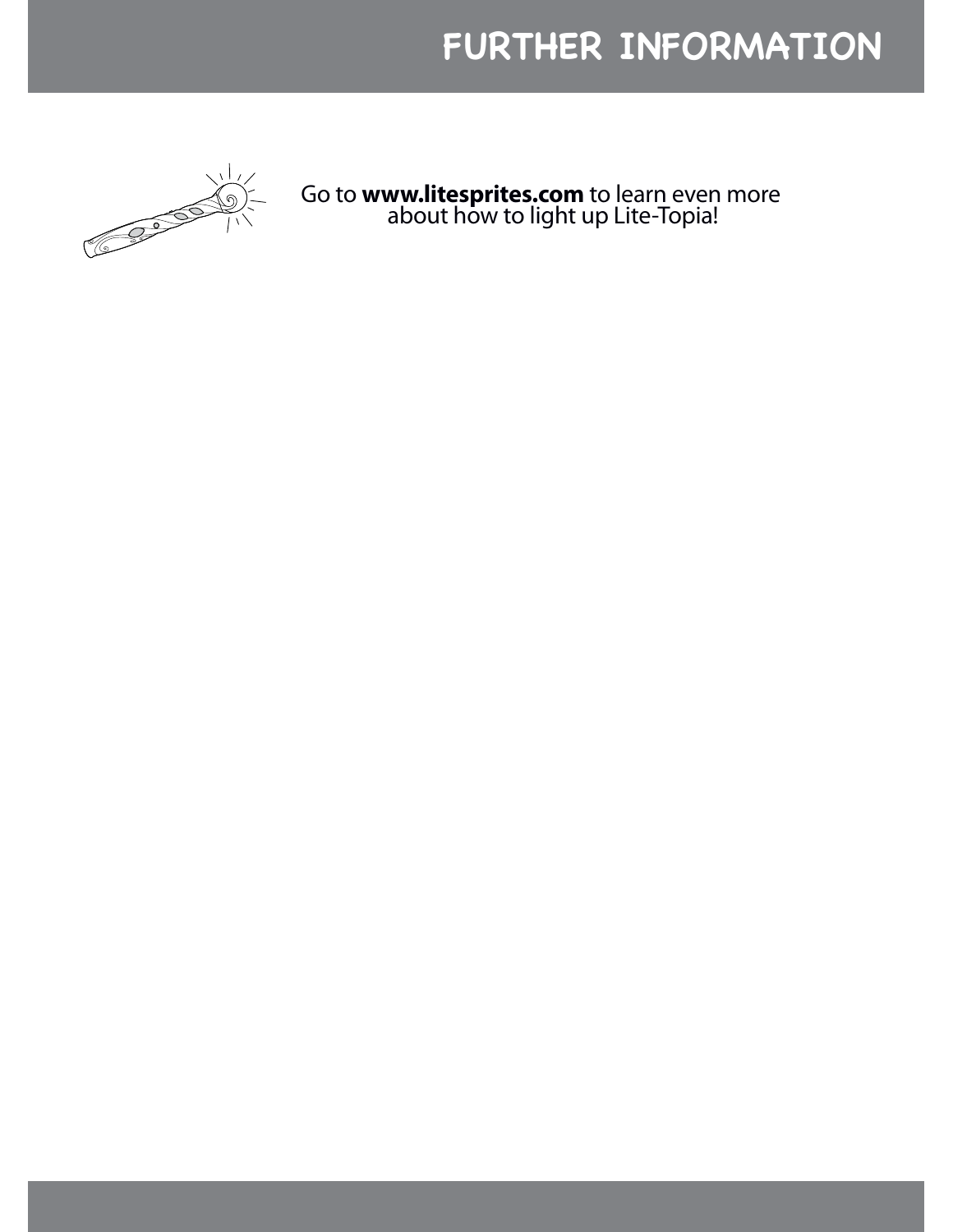# FURTHER INFORMATION

Go to **www.litesprites.com** to learn even more about how to light up Lite-Topia!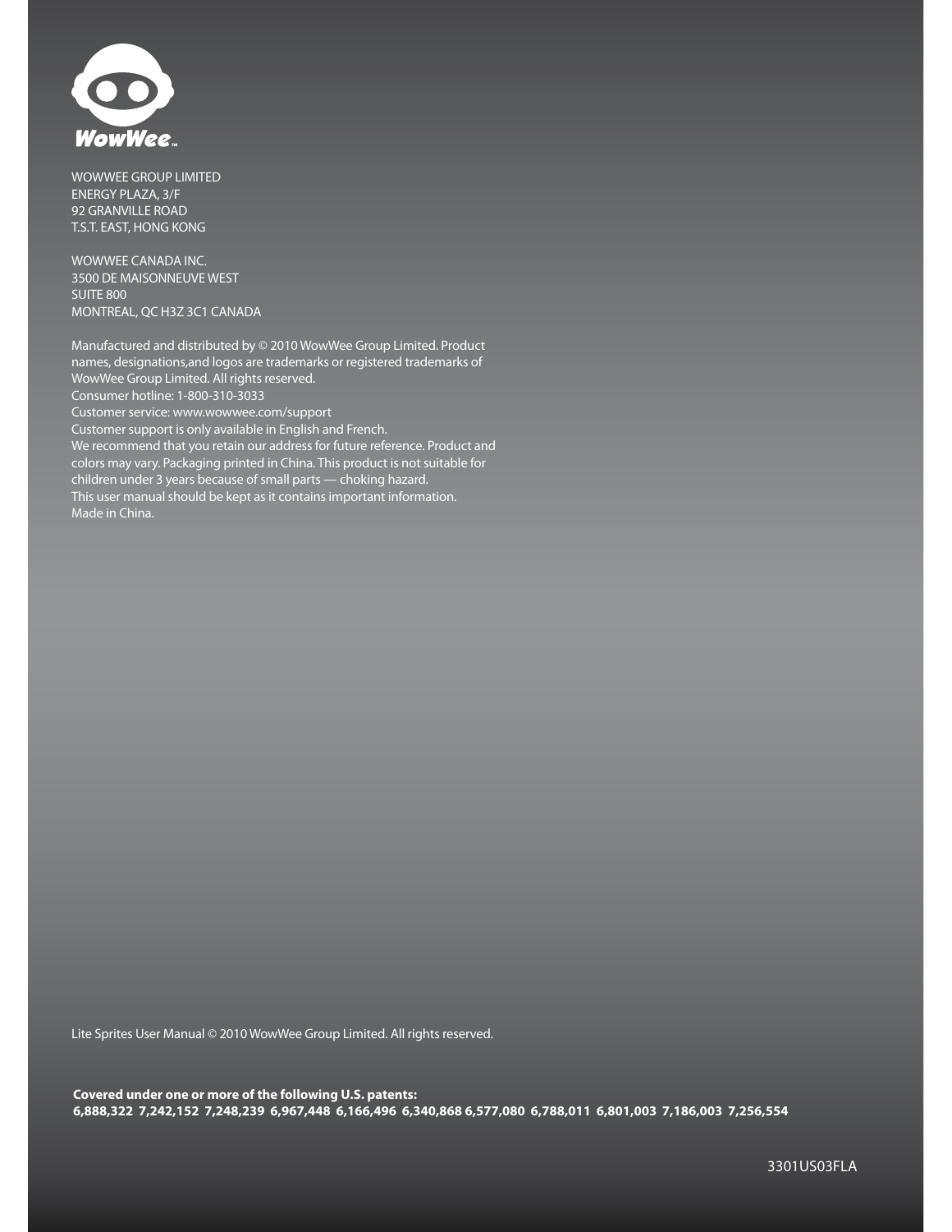WowWee™

WOWWEE GROUP LIMITED
ENERGY PLAZA, 3/F
92 GRANVILLE ROAD
T.S.T. EAST, HONG KONG

WOWWEE CANADA INC.
3500 DE MAISONNEUVE WEST
SUITE 800
MONTREAL, QC H3Z 3C1 CANADA

Manufactured and distributed by © 2010 WowWee Group Limited. Product names, designations,and logos are trademarks or registered trademarks of WowWee Group Limited. All rights reserved.
Consumer hotline: 1-800-310-3033
Customer service: www.wowwee.com/support
Customer support is only available in English and French.
We recommend that you retain our address for future reference. Product and colors may vary. Packaging printed in China. This product is not suitable for children under 3 years because of small parts — choking hazard.
This user manual should be kept as it contains important information.
Made in China.

Lite Sprites User Manual © 2010 WowWee Group Limited. All rights reserved.

**Covered under one or more of the following U.S. patents:**
**6,888,322 7,242,152 7,248,239 6,967,448 6,166,496 6,340,868 6,577,080 6,788,011 6,801,003 7,186,003 7,256,554**

3301US03FLA